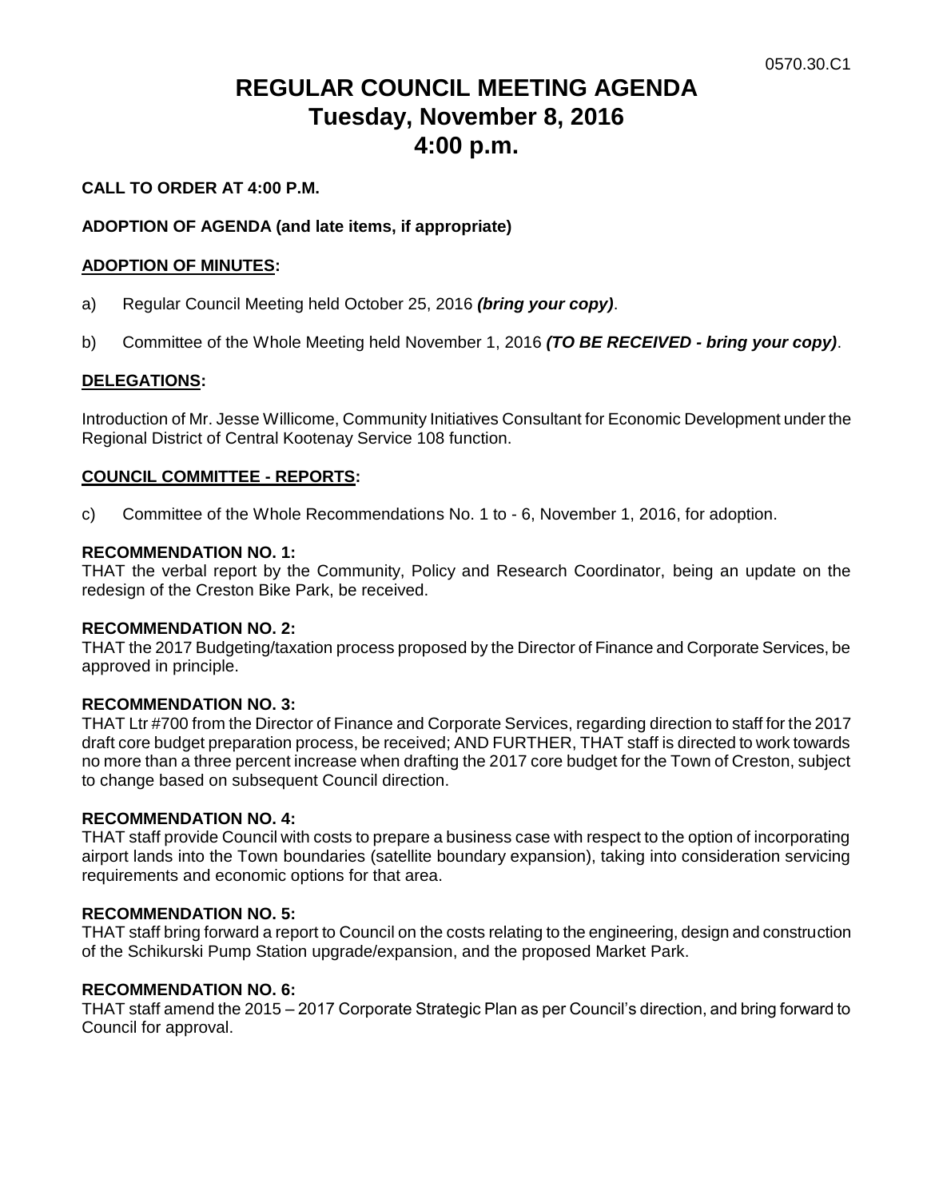0570.30.C1

# REGULAR COUNCIL MEETING AGENDA
# Tuesday, November 8, 2016
# 4:00 p.m.

**CALL TO ORDER AT 4:00 P.M.**

**ADOPTION OF AGENDA (and late items, if appropriate)**

**ADOPTION OF MINUTES:**

a) Regular Council Meeting held October 25, 2016 ***(bring your copy)***.

b) Committee of the Whole Meeting held November 1, 2016 ***(TO BE RECEIVED - bring your copy)***.

**DELEGATIONS:**

Introduction of Mr. Jesse Willicome, Community Initiatives Consultant for Economic Development under the Regional District of Central Kootenay Service 108 function.

**COUNCIL COMMITTEE - REPORTS:**

c) Committee of the Whole Recommendations No. 1 to - 6, November 1, 2016, for adoption.

**RECOMMENDATION NO. 1:**
THAT the verbal report by the Community, Policy and Research Coordinator, being an update on the redesign of the Creston Bike Park, be received.

**RECOMMENDATION NO. 2:**
THAT the 2017 Budgeting/taxation process proposed by the Director of Finance and Corporate Services, be approved in principle.

**RECOMMENDATION NO. 3:**
THAT Ltr #700 from the Director of Finance and Corporate Services, regarding direction to staff for the 2017 draft core budget preparation process, be received; AND FURTHER, THAT staff is directed to work towards no more than a three percent increase when drafting the 2017 core budget for the Town of Creston, subject to change based on subsequent Council direction.

**RECOMMENDATION NO. 4:**
THAT staff provide Council with costs to prepare a business case with respect to the option of incorporating airport lands into the Town boundaries (satellite boundary expansion), taking into consideration servicing requirements and economic options for that area.

**RECOMMENDATION NO. 5:**
THAT staff bring forward a report to Council on the costs relating to the engineering, design and construction of the Schikurski Pump Station upgrade/expansion, and the proposed Market Park.

**RECOMMENDATION NO. 6:**
THAT staff amend the 2015 – 2017 Corporate Strategic Plan as per Council's direction, and bring forward to Council for approval.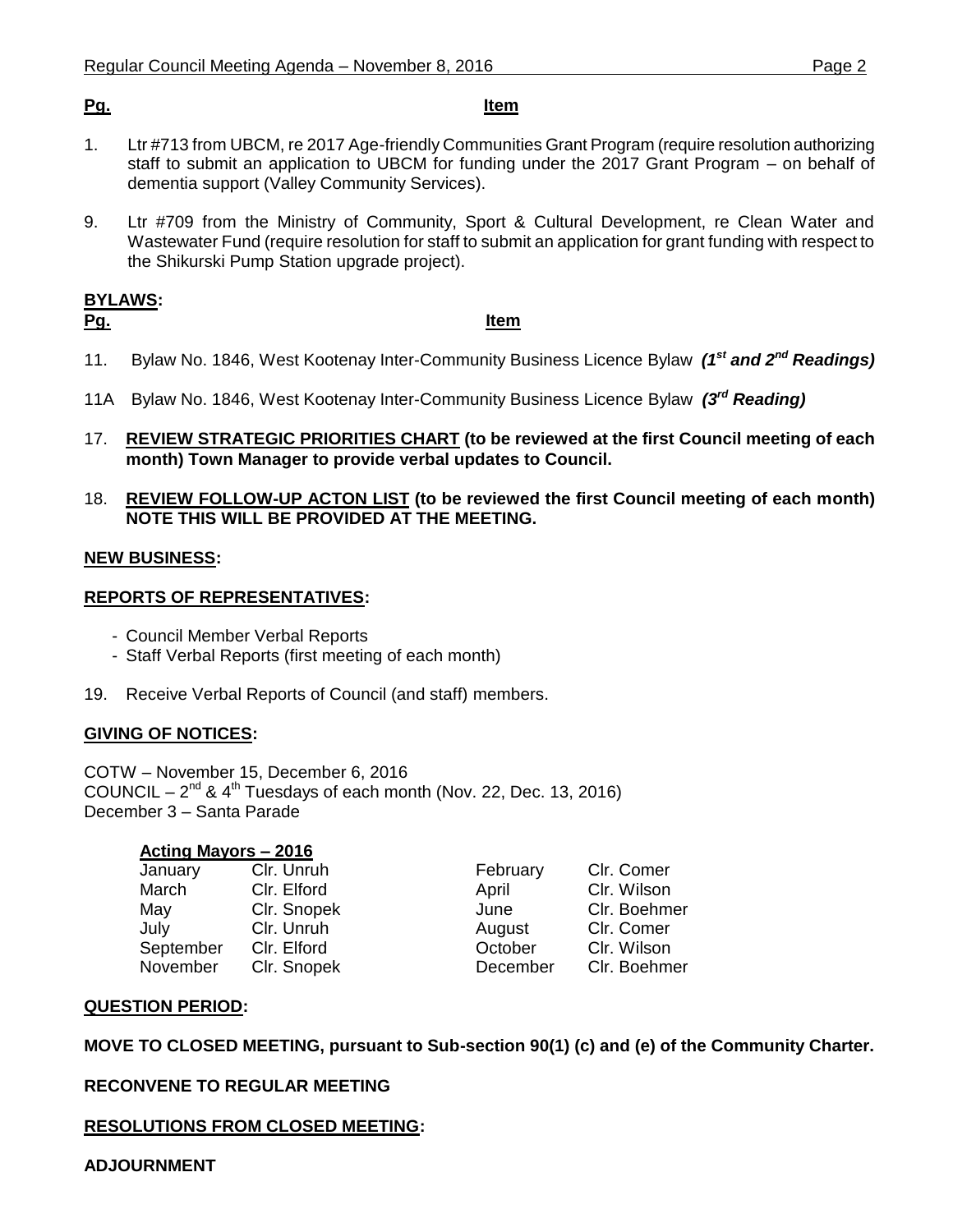**Pg.** **Item**

1. Ltr #713 from UBCM, re 2017 Age-friendly Communities Grant Program (require resolution authorizing staff to submit an application to UBCM for funding under the 2017 Grant Program – on behalf of dementia support (Valley Community Services).

9. Ltr #709 from the Ministry of Community, Sport & Cultural Development, re Clean Water and Wastewater Fund (require resolution for staff to submit an application for grant funding with respect to the Shikurski Pump Station upgrade project).

**BYLAWS:**

**Pg.** **Item**

11. Bylaw No. 1846, West Kootenay Inter-Community Business Licence Bylaw ***(1st and 2nd Readings)***

11A Bylaw No. 1846, West Kootenay Inter-Community Business Licence Bylaw ***(3rd Reading)***

17. **REVIEW STRATEGIC PRIORITIES CHART (to be reviewed at the first Council meeting of each month) Town Manager to provide verbal updates to Council.**

18. **REVIEW FOLLOW-UP ACTON LIST (to be reviewed the first Council meeting of each month) NOTE THIS WILL BE PROVIDED AT THE MEETING.**

**NEW BUSINESS:**

**REPORTS OF REPRESENTATIVES:**

- Council Member Verbal Reports
- Staff Verbal Reports (first meeting of each month)

19. Receive Verbal Reports of Council (and staff) members.

**GIVING OF NOTICES:**

COTW – November 15, December 6, 2016
COUNCIL – 2nd & 4th Tuesdays of each month (Nov. 22, Dec. 13, 2016)
December 3 – Santa Parade

**Acting Mayors – 2016**

| | | | |
|---|---|---|---|
| January | Clr. Unruh | February | Clr. Comer |
| March | Clr. Elford | April | Clr. Wilson |
| May | Clr. Snopek | June | Clr. Boehmer |
| July | Clr. Unruh | August | Clr. Comer |
| September | Clr. Elford | October | Clr. Wilson |
| November | Clr. Snopek | December | Clr. Boehmer |

**QUESTION PERIOD:**

**MOVE TO CLOSED MEETING, pursuant to Sub-section 90(1) (c) and (e) of the Community Charter.**

**RECONVENE TO REGULAR MEETING**

**RESOLUTIONS FROM CLOSED MEETING:**

**ADJOURNMENT**